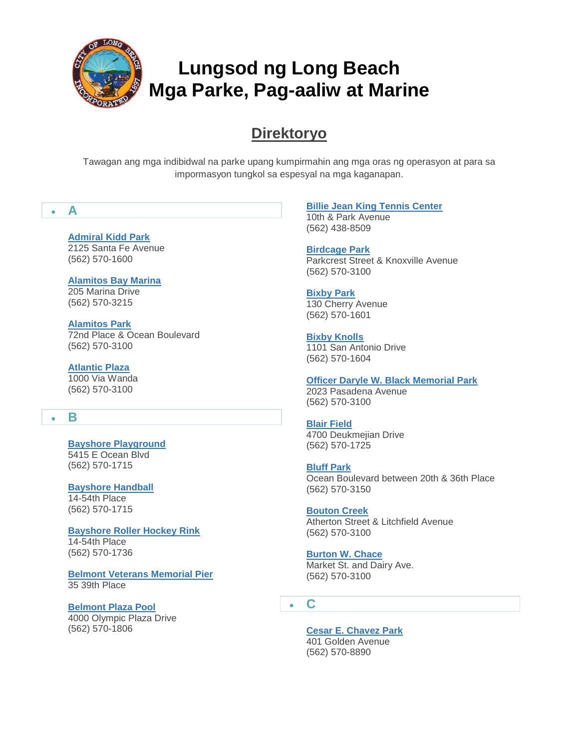# Lungsod ng Long Beach
# Mga Parke, Pag-aaliw at Marine

## Direktoryo

Tawagan ang mga indibidwal na parke upang kumpirmahin ang mga oras ng operasyon at para sa impormasyon tungkol sa espesyal na mga kaganapan.

### A

**Admiral Kidd Park**
2125 Santa Fe Avenue
(562) 570-1600

**Alamitos Bay Marina**
205 Marina Drive
(562) 570-3215

**Alamitos Park**
72nd Place & Ocean Boulevard
(562) 570-3100

**Atlantic Plaza**
1000 Via Wanda
(562) 570-3100

### B

**Bayshore Playground**
5415 E Ocean Blvd
(562) 570-1715

**Bayshore Handball**
14-54th Place
(562) 570-1715

**Bayshore Roller Hockey Rink**
14-54th Place
(562) 570-1736

**Belmont Veterans Memorial Pier**
35 39th Place

**Belmont Plaza Pool**
4000 Olympic Plaza Drive
(562) 570-1806

**Billie Jean King Tennis Center**
10th & Park Avenue
(562) 438-8509

**Birdcage Park**
Parkcrest Street & Knoxville Avenue
(562) 570-3100

**Bixby Park**
130 Cherry Avenue
(562) 570-1601

**Bixby Knolls**
1101 San Antonio Drive
(562) 570-1604

**Officer Daryle W. Black Memorial Park**
2023 Pasadena Avenue
(562) 570-3100

**Blair Field**
4700 Deukmejian Drive
(562) 570-1725

**Bluff Park**
Ocean Boulevard between 20th & 36th Place
(562) 570-3150

**Bouton Creek**
Atherton Street & Litchfield Avenue
(562) 570-3100

**Burton W. Chace**
Market St. and Dairy Ave.
(562) 570-3100

### C

**Cesar E. Chavez Park**
401 Golden Avenue
(562) 570-8890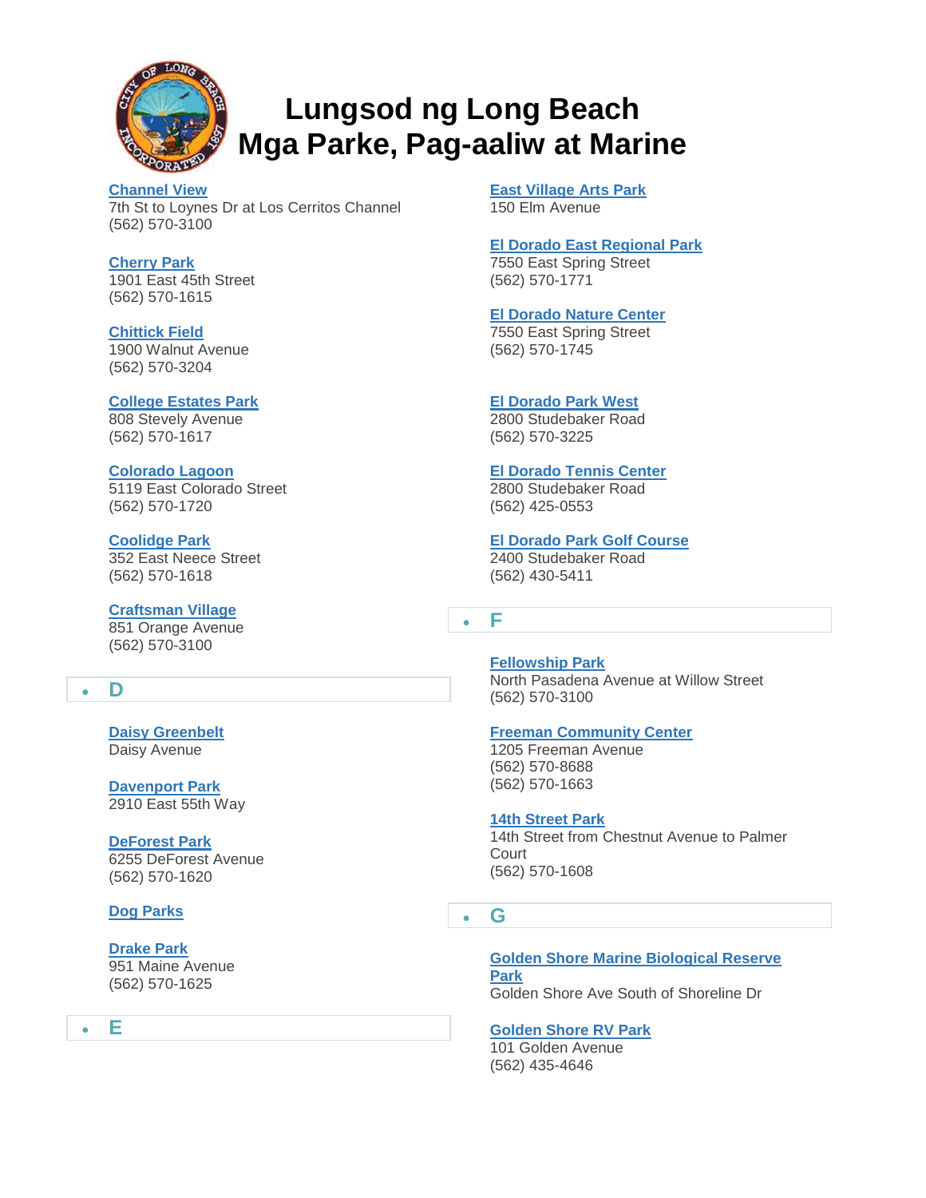# Lungsod ng Long Beach
# Mga Parke, Pag-aaliw at Marine

**Channel View**
7th St to Loynes Dr at Los Cerritos Channel
(562) 570-3100

**Cherry Park**
1901 East 45th Street
(562) 570-1615

**Chittick Field**
1900 Walnut Avenue
(562) 570-3204

**College Estates Park**
808 Stevely Avenue
(562) 570-1617

**Colorado Lagoon**
5119 East Colorado Street
(562) 570-1720

**Coolidge Park**
352 East Neece Street
(562) 570-1618

**Craftsman Village**
851 Orange Avenue
(562) 570-3100

- D

**Daisy Greenbelt**
Daisy Avenue

**Davenport Park**
2910 East 55th Way

**DeForest Park**
6255 DeForest Avenue
(562) 570-1620

**Dog Parks**

**Drake Park**
951 Maine Avenue
(562) 570-1625

- E

**East Village Arts Park**
150 Elm Avenue

**El Dorado East Regional Park**
7550 East Spring Street
(562) 570-1771

**El Dorado Nature Center**
7550 East Spring Street
(562) 570-1745

**El Dorado Park West**
2800 Studebaker Road
(562) 570-3225

**El Dorado Tennis Center**
2800 Studebaker Road
(562) 425-0553

**El Dorado Park Golf Course**
2400 Studebaker Road
(562) 430-5411

- F

**Fellowship Park**
North Pasadena Avenue at Willow Street
(562) 570-3100

**Freeman Community Center**
1205 Freeman Avenue
(562) 570-8688
(562) 570-1663

**14th Street Park**
14th Street from Chestnut Avenue to Palmer Court
(562) 570-1608

- G

**Golden Shore Marine Biological Reserve Park**
Golden Shore Ave South of Shoreline Dr

**Golden Shore RV Park**
101 Golden Avenue
(562) 435-4646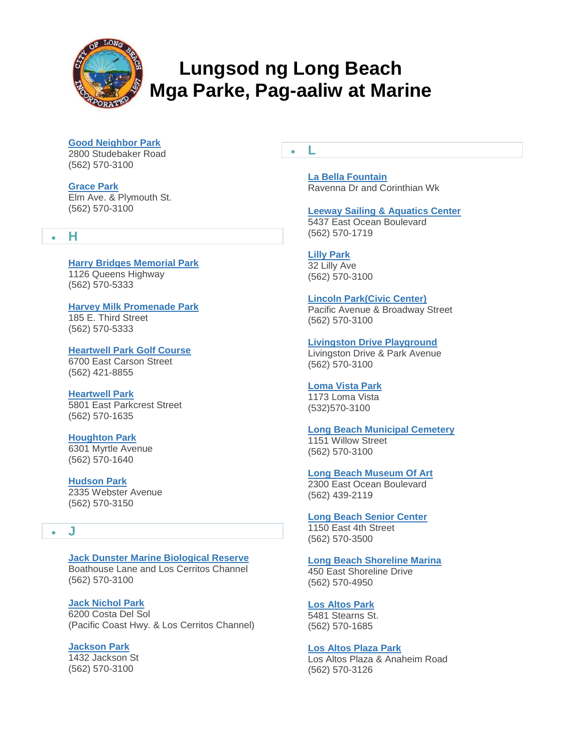# Lungsod ng Long Beach
# Mga Parke, Pag-aaliw at Marine

**Good Neighbor Park**
2800 Studebaker Road
(562) 570-3100

**Grace Park**
Elm Ave. & Plymouth St.
(562) 570-3100

## H

**Harry Bridges Memorial Park**
1126 Queens Highway
(562) 570-5333

**Harvey Milk Promenade Park**
185 E. Third Street
(562) 570-5333

**Heartwell Park Golf Course**
6700 East Carson Street
(562) 421-8855

**Heartwell Park**
5801 East Parkcrest Street
(562) 570-1635

**Houghton Park**
6301 Myrtle Avenue
(562) 570-1640

**Hudson Park**
2335 Webster Avenue
(562) 570-3150

## J

**Jack Dunster Marine Biological Reserve**
Boathouse Lane and Los Cerritos Channel
(562) 570-3100

**Jack Nichol Park**
6200 Costa Del Sol
(Pacific Coast Hwy. & Los Cerritos Channel)

**Jackson Park**
1432 Jackson St
(562) 570-3100

## L

**La Bella Fountain**
Ravenna Dr and Corinthian Wk

**Leeway Sailing & Aquatics Center**
5437 East Ocean Boulevard
(562) 570-1719

**Lilly Park**
32 Lilly Ave
(562) 570-3100

**Lincoln Park(Civic Center)**
Pacific Avenue & Broadway Street
(562) 570-3100

**Livingston Drive Playground**
Livingston Drive & Park Avenue
(562) 570-3100

**Loma Vista Park**
1173 Loma Vista
(532)570-3100

**Long Beach Municipal Cemetery**
1151 Willow Street
(562) 570-3100

**Long Beach Museum Of Art**
2300 East Ocean Boulevard
(562) 439-2119

**Long Beach Senior Center**
1150 East 4th Street
(562) 570-3500

**Long Beach Shoreline Marina**
450 East Shoreline Drive
(562) 570-4950

**Los Altos Park**
5481 Stearns St.
(562) 570-1685

**Los Altos Plaza Park**
Los Altos Plaza & Anaheim Road
(562) 570-3126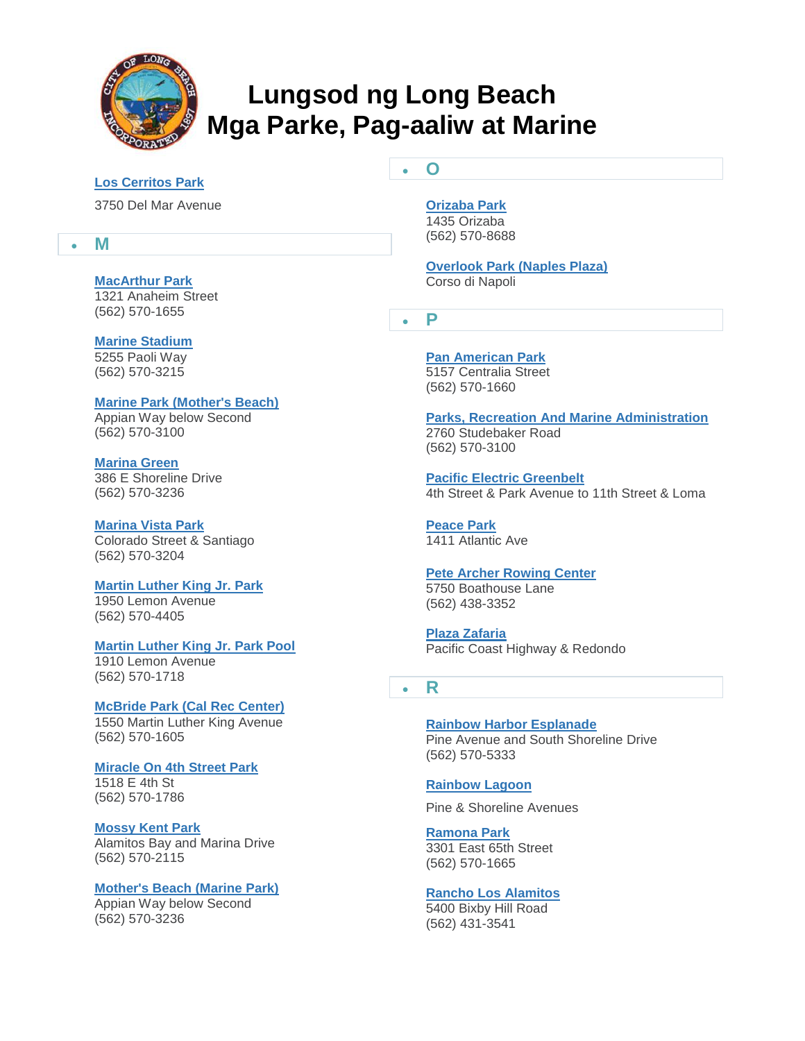# Lungsod ng Long Beach
# Mga Parke, Pag-aaliw at Marine

**Los Cerritos Park**
3750 Del Mar Avenue

## M

**MacArthur Park**
1321 Anaheim Street
(562) 570-1655

**Marine Stadium**
5255 Paoli Way
(562) 570-3215

**Marine Park (Mother's Beach)**
Appian Way below Second
(562) 570-3100

**Marina Green**
386 E Shoreline Drive
(562) 570-3236

**Marina Vista Park**
Colorado Street & Santiago
(562) 570-3204

**Martin Luther King Jr. Park**
1950 Lemon Avenue
(562) 570-4405

**Martin Luther King Jr. Park Pool**
1910 Lemon Avenue
(562) 570-1718

**McBride Park (Cal Rec Center)**
1550 Martin Luther King Avenue
(562) 570-1605

**Miracle On 4th Street Park**
1518 E 4th St
(562) 570-1786

**Mossy Kent Park**
Alamitos Bay and Marina Drive
(562) 570-2115

**Mother's Beach (Marine Park)**
Appian Way below Second
(562) 570-3236

## O

**Orizaba Park**
1435 Orizaba
(562) 570-8688

**Overlook Park (Naples Plaza)**
Corso di Napoli

## P

**Pan American Park**
5157 Centralia Street
(562) 570-1660

**Parks, Recreation And Marine Administration**
2760 Studebaker Road
(562) 570-3100

**Pacific Electric Greenbelt**
4th Street & Park Avenue to 11th Street & Loma

**Peace Park**
1411 Atlantic Ave

**Pete Archer Rowing Center**
5750 Boathouse Lane
(562) 438-3352

**Plaza Zafaria**
Pacific Coast Highway & Redondo

## R

**Rainbow Harbor Esplanade**
Pine Avenue and South Shoreline Drive
(562) 570-5333

**Rainbow Lagoon**
Pine & Shoreline Avenues

**Ramona Park**
3301 East 65th Street
(562) 570-1665

**Rancho Los Alamitos**
5400 Bixby Hill Road
(562) 431-3541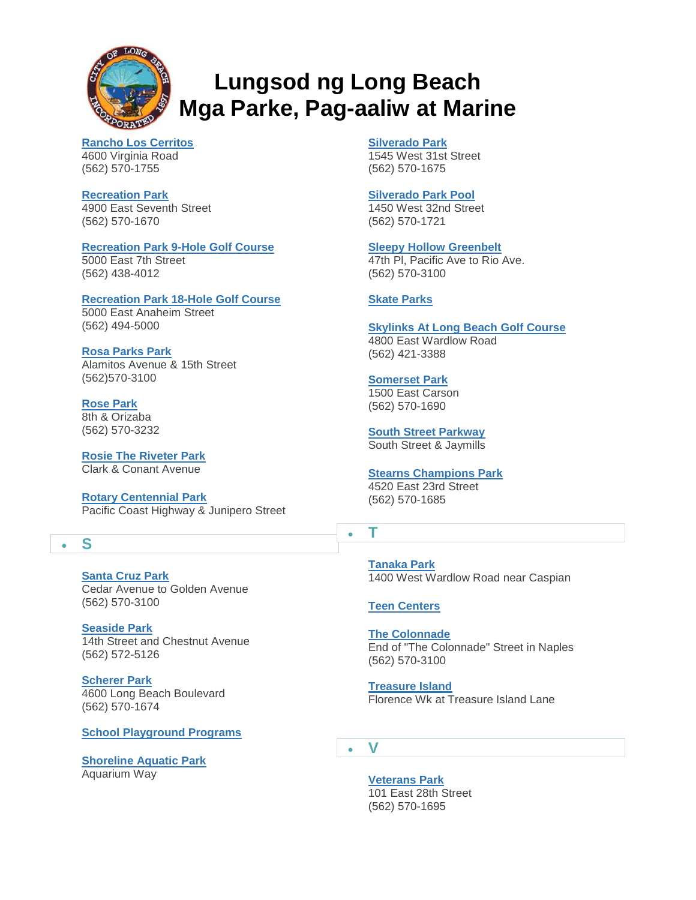# Lungsod ng Long Beach
# Mga Parke, Pag-aaliw at Marine

**Rancho Los Cerritos**
4600 Virginia Road
(562) 570-1755

**Recreation Park**
4900 East Seventh Street
(562) 570-1670

**Recreation Park 9-Hole Golf Course**
5000 East 7th Street
(562) 438-4012

**Recreation Park 18-Hole Golf Course**
5000 East Anaheim Street
(562) 494-5000

**Rosa Parks Park**
Alamitos Avenue & 15th Street
(562)570-3100

**Rose Park**
8th & Orizaba
(562) 570-3232

**Rosie The Riveter Park**
Clark & Conant Avenue

**Rotary Centennial Park**
Pacific Coast Highway & Junipero Street

## S

**Santa Cruz Park**
Cedar Avenue to Golden Avenue
(562) 570-3100

**Seaside Park**
14th Street and Chestnut Avenue
(562) 572-5126

**Scherer Park**
4600 Long Beach Boulevard
(562) 570-1674

**School Playground Programs**

**Shoreline Aquatic Park**
Aquarium Way

**Silverado Park**
1545 West 31st Street
(562) 570-1675

**Silverado Park Pool**
1450 West 32nd Street
(562) 570-1721

**Sleepy Hollow Greenbelt**
47th Pl, Pacific Ave to Rio Ave.
(562) 570-3100

**Skate Parks**

**Skylinks At Long Beach Golf Course**
4800 East Wardlow Road
(562) 421-3388

**Somerset Park**
1500 East Carson
(562) 570-1690

**South Street Parkway**
South Street & Jaymills

**Stearns Champions Park**
4520 East 23rd Street
(562) 570-1685

## T

**Tanaka Park**
1400 West Wardlow Road near Caspian

**Teen Centers**

**The Colonnade**
End of "The Colonnade" Street in Naples
(562) 570-3100

**Treasure Island**
Florence Wk at Treasure Island Lane

## V

**Veterans Park**
101 East 28th Street
(562) 570-1695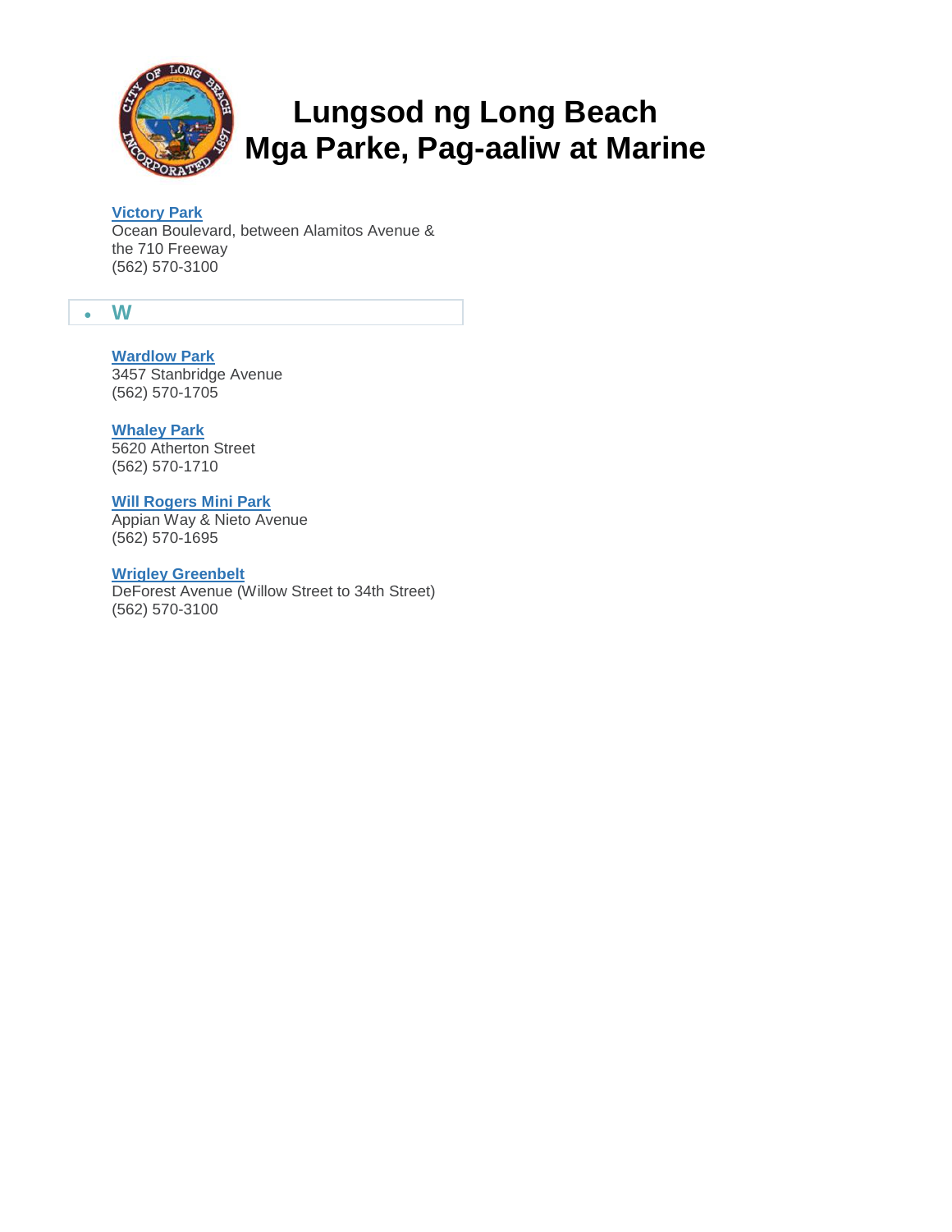# Lungsod ng Long Beach
# Mga Parke, Pag-aaliw at Marine

**Victory Park**
Ocean Boulevard, between Alamitos Avenue & the 710 Freeway
(562) 570-3100

- **W**

**Wardlow Park**
3457 Stanbridge Avenue
(562) 570-1705

**Whaley Park**
5620 Atherton Street
(562) 570-1710

**Will Rogers Mini Park**
Appian Way & Nieto Avenue
(562) 570-1695

**Wrigley Greenbelt**
DeForest Avenue (Willow Street to 34th Street)
(562) 570-3100